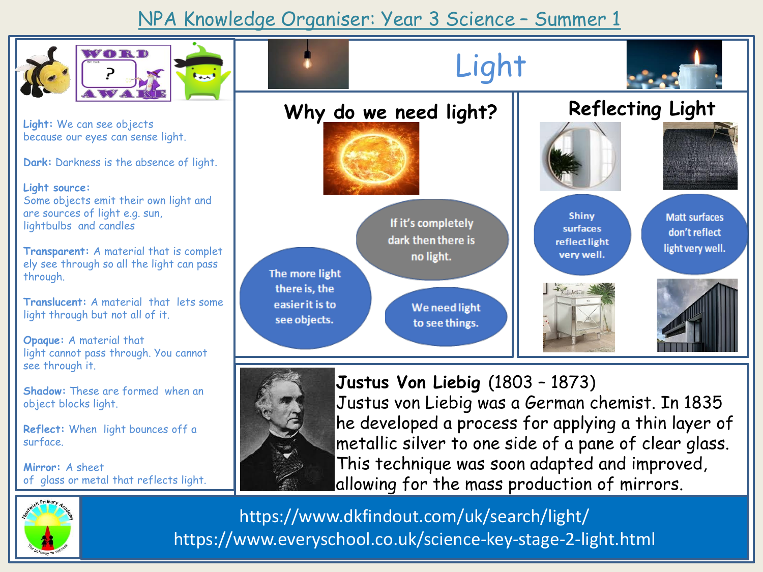# NPA Knowledge Organiser: Year 3 Science – Summer 1

## Light

### Word Aware

**Light:** We can see objects because our eyes can sense light.

**Dark:** Darkness is the absence of light.

**Light source:** Some objects emit their own light and are sources of light e.g. sun, lightbulbs and candles

**Transparent:** A material that is complet ely see through so all the light can pass through.

**Translucent:** A material that lets some light through but not all of it.

**Opaque:** A material that light cannot pass through. You cannot see through it.

**Shadow:** These are formed when an object blocks light.

**Reflect:** When light bounces off a surface.

**Mirror:** A sheet of glass or metal that reflects light.

## Why do we need light?

- If it's completely dark then there is no light.
- The more light there is, the easier it is to see objects.
- We need light to see things.

## Reflecting Light

- Shiny surfaces reflect light very well.
- Matt surfaces don't reflect light very well.

## Justus Von Liebig (1803 – 1873)

Justus von Liebig was a German chemist. In 1835 he developed a process for applying a thin layer of metallic silver to one side of a pane of clear glass. This technique was soon adapted and improved, allowing for the mass production of mirrors.

https://www.dkfindout.com/uk/search/light/
https://www.everyschool.co.uk/science-key-stage-2-light.html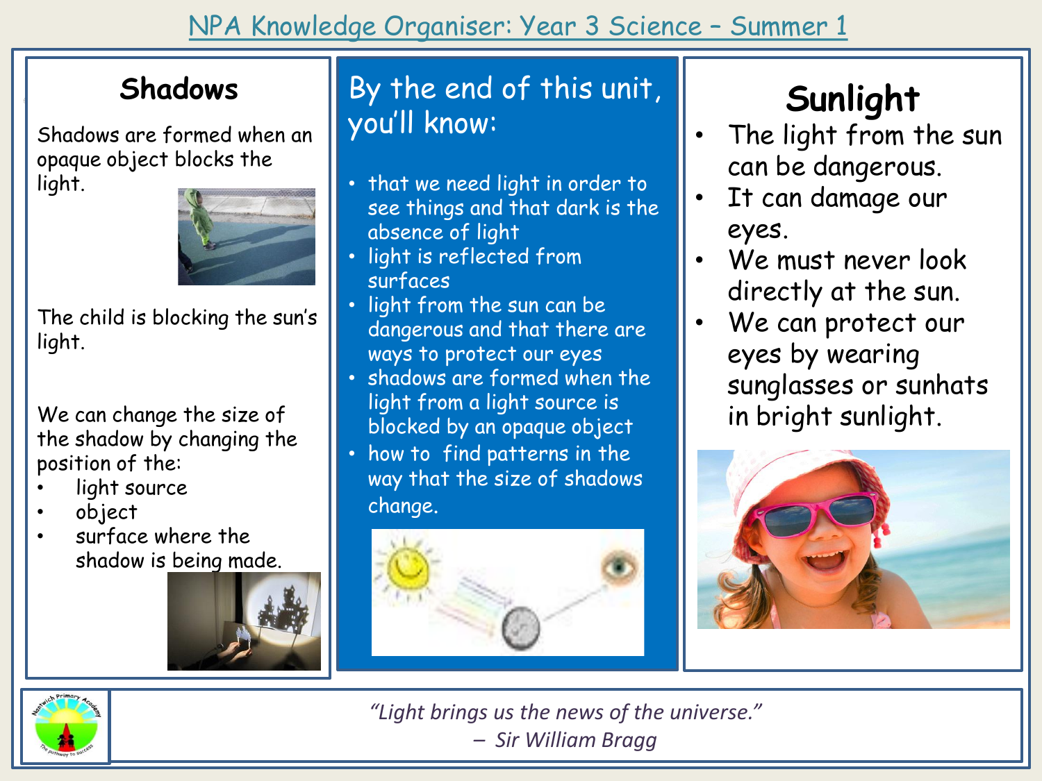# NPA Knowledge Organiser: Year 3 Science – Summer 1

## Shadows

Shadows are formed when an opaque object blocks the light.

The child is blocking the sun's light.

We can change the size of the shadow by changing the position of the:

- light source
- object
- surface where the shadow is being made.

## By the end of this unit, you'll know:

- that we need light in order to see things and that dark is the absence of light
- light is reflected from surfaces
- light from the sun can be dangerous and that there are ways to protect our eyes
- shadows are formed when the light from a light source is blocked by an opaque object
- how to find patterns in the way that the size of shadows change.

## Sunlight

- The light from the sun can be dangerous.
- It can damage our eyes.
- We must never look directly at the sun.
- We can protect our eyes by wearing sunglasses or sunhats in bright sunlight.

*"Light brings us the news of the universe."*
*– Sir William Bragg*